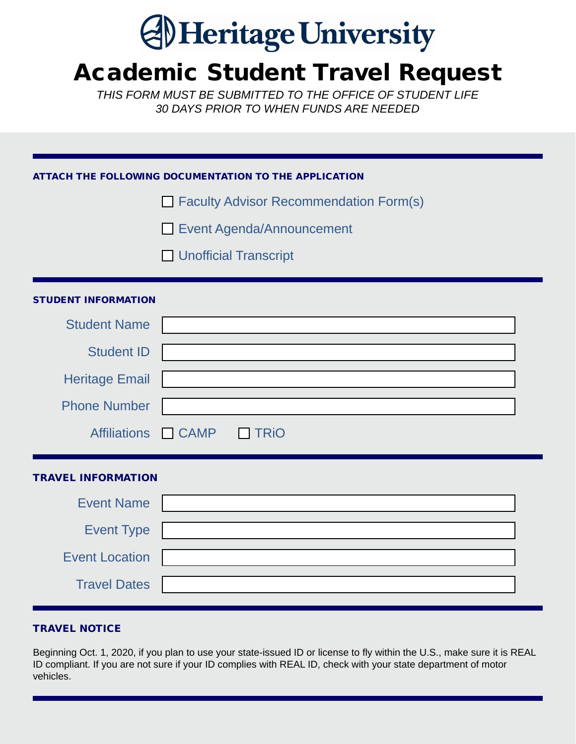# Heritage University

# Academic Student Travel Request

*THIS FORM MUST BE SUBMITTED TO THE OFFICE OF STUDENT LIFE*
*30 DAYS PRIOR TO WHEN FUNDS ARE NEEDED*

## ATTACH THE FOLLOWING DOCUMENTATION TO THE APPLICATION

- ☐ Faculty Advisor Recommendation Form(s)
- ☐ Event Agenda/Announcement
- ☐ Unofficial Transcript

## STUDENT INFORMATION

Student Name: ____________________

Student ID: ____________________

Heritage Email: ____________________

Phone Number: ____________________

Affiliations: ☐ CAMP ☐ TRiO

## TRAVEL INFORMATION

Event Name: ____________________

Event Type: ____________________

Event Location: ____________________

Travel Dates: ____________________

## TRAVEL NOTICE

Beginning Oct. 1, 2020, if you plan to use your state-issued ID or license to fly within the U.S., make sure it is REAL ID compliant. If you are not sure if your ID complies with REAL ID, check with your state department of motor vehicles.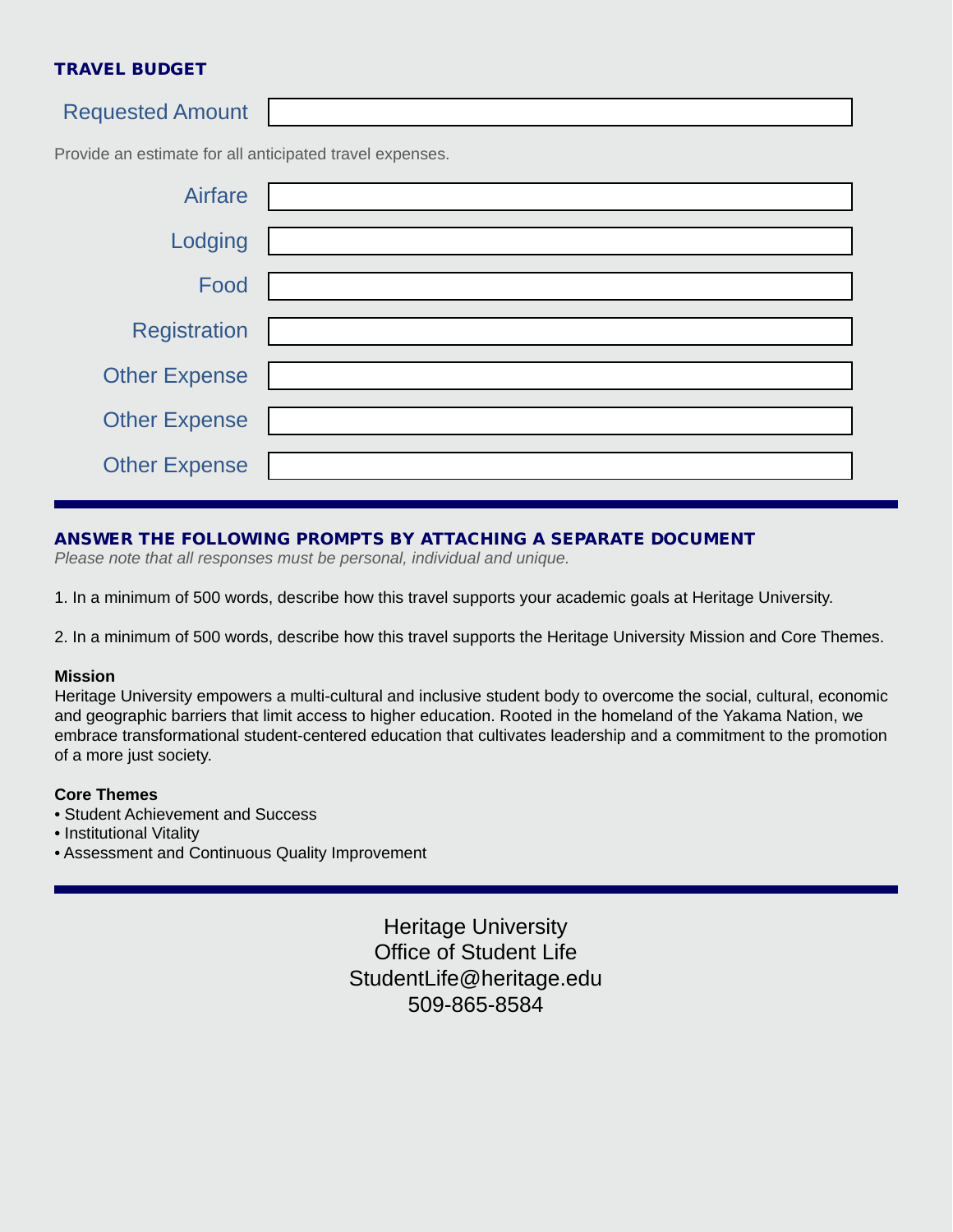## TRAVEL BUDGET

Requested Amount

Provide an estimate for all anticipated travel expenses.

| | |
|---|---|
| Airfare | |
| Lodging | |
| Food | |
| Registration | |
| Other Expense | |
| Other Expense | |
| Other Expense | |

## ANSWER THE FOLLOWING PROMPTS BY ATTACHING A SEPARATE DOCUMENT

*Please note that all responses must be personal, individual and unique.*

1. In a minimum of 500 words, describe how this travel supports your academic goals at Heritage University.

2. In a minimum of 500 words, describe how this travel supports the Heritage University Mission and Core Themes.

**Mission**

Heritage University empowers a multi-cultural and inclusive student body to overcome the social, cultural, economic and geographic barriers that limit access to higher education. Rooted in the homeland of the Yakama Nation, we embrace transformational student-centered education that cultivates leadership and a commitment to the promotion of a more just society.

**Core Themes**

- Student Achievement and Success
- Institutional Vitality
- Assessment and Continuous Quality Improvement

Heritage University
Office of Student Life
StudentLife@heritage.edu
509-865-8584